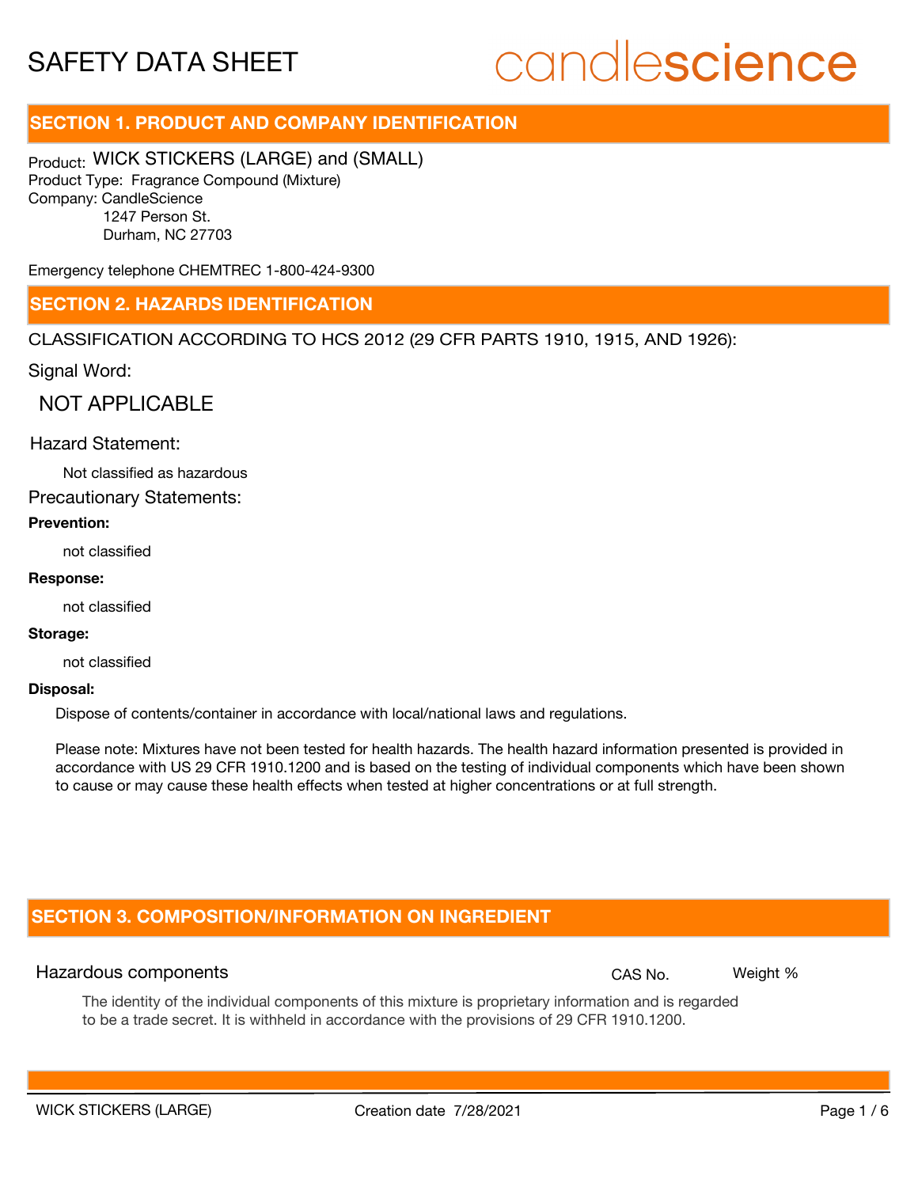# SAFETY DATA SHEET

candlescience

## SECTION 1. PRODUCT AND COMPANY IDENTIFICATION

Product: WICK STICKERS (LARGE) and (SMALL)
Product Type: Fragrance Compound (Mixture)
Company: CandleScience
1247 Person St.
Durham, NC 27703

Emergency telephone CHEMTREC 1-800-424-9300

## SECTION 2. HAZARDS IDENTIFICATION

CLASSIFICATION ACCORDING TO HCS 2012 (29 CFR PARTS 1910, 1915, AND 1926):

Signal Word:

NOT APPLICABLE

Hazard Statement:

Not classified as hazardous

Precautionary Statements:

**Prevention:**

not classified

**Response:**

not classified

**Storage:**

not classified

**Disposal:**

Dispose of contents/container in accordance with local/national laws and regulations.

Please note: Mixtures have not been tested for health hazards. The health hazard information presented is provided in accordance with US 29 CFR 1910.1200 and is based on the testing of individual components which have been shown to cause or may cause these health effects when tested at higher concentrations or at full strength.

## SECTION 3. COMPOSITION/INFORMATION ON INGREDIENT

| Hazardous components | CAS No. | Weight % |
| --- | --- | --- |

The identity of the individual components of this mixture is proprietary information and is regarded to be a trade secret. It is withheld in accordance with the provisions of 29 CFR 1910.1200.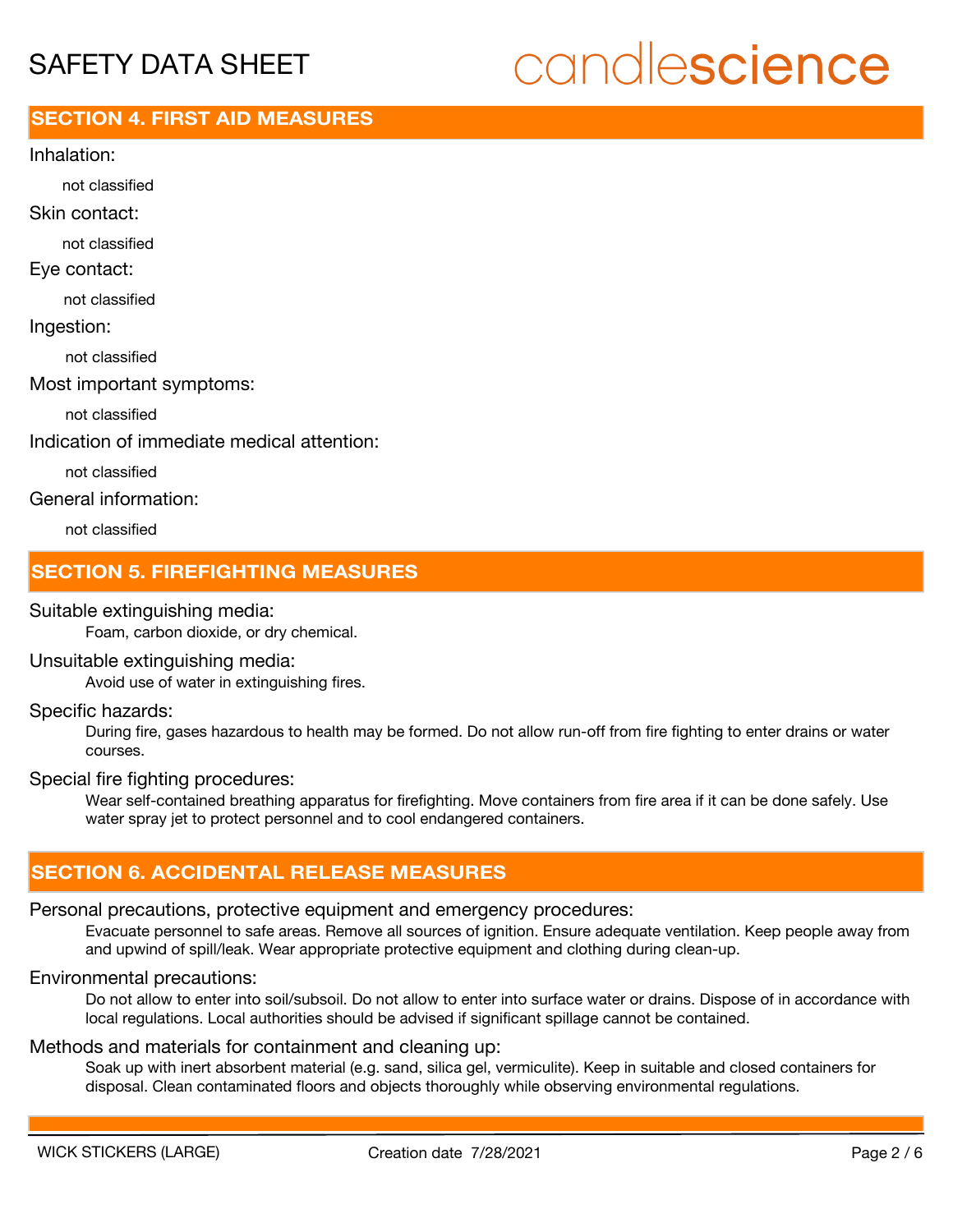## SECTION 4. FIRST AID MEASURES

Inhalation:

not classified

Skin contact:

not classified

Eye contact:

not classified

Ingestion:

not classified

Most important symptoms:

not classified

Indication of immediate medical attention:

not classified

General information:

not classified

## SECTION 5. FIREFIGHTING MEASURES

Suitable extinguishing media:

Foam, carbon dioxide, or dry chemical.

Unsuitable extinguishing media:

Avoid use of water in extinguishing fires.

Specific hazards:

During fire, gases hazardous to health may be formed. Do not allow run-off from fire fighting to enter drains or water courses.

Special fire fighting procedures:

Wear self-contained breathing apparatus for firefighting. Move containers from fire area if it can be done safely. Use water spray jet to protect personnel and to cool endangered containers.

## SECTION 6. ACCIDENTAL RELEASE MEASURES

Personal precautions, protective equipment and emergency procedures:

Evacuate personnel to safe areas. Remove all sources of ignition. Ensure adequate ventilation. Keep people away from and upwind of spill/leak. Wear appropriate protective equipment and clothing during clean-up.

Environmental precautions:

Do not allow to enter into soil/subsoil. Do not allow to enter into surface water or drains. Dispose of in accordance with local regulations. Local authorities should be advised if significant spillage cannot be contained.

Methods and materials for containment and cleaning up:

Soak up with inert absorbent material (e.g. sand, silica gel, vermiculite). Keep in suitable and closed containers for disposal. Clean contaminated floors and objects thoroughly while observing environmental regulations.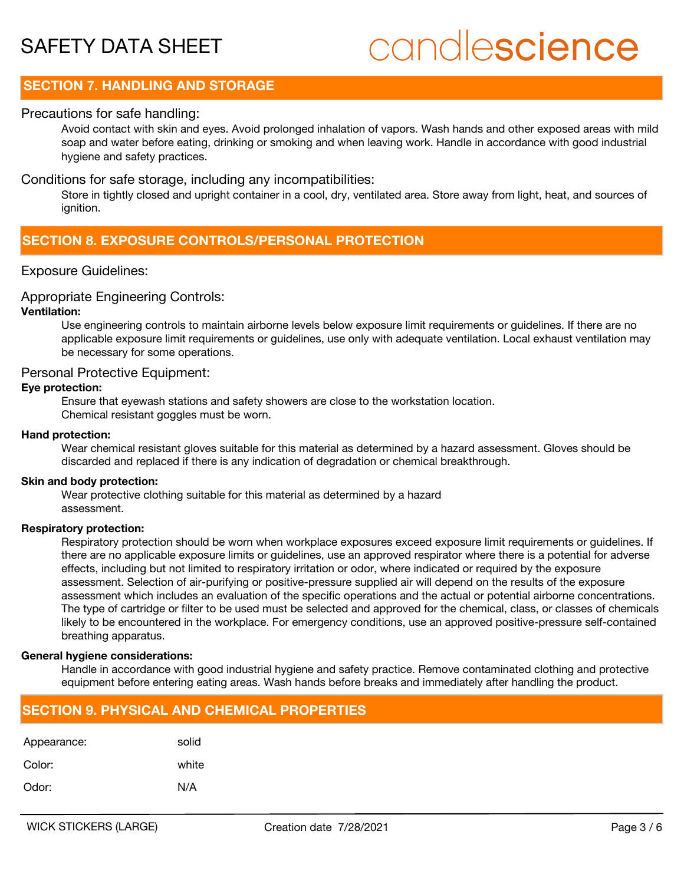## SECTION 7. HANDLING AND STORAGE

### Precautions for safe handling:

Avoid contact with skin and eyes. Avoid prolonged inhalation of vapors. Wash hands and other exposed areas with mild soap and water before eating, drinking or smoking and when leaving work. Handle in accordance with good industrial hygiene and safety practices.

### Conditions for safe storage, including any incompatibilities:

Store in tightly closed and upright container in a cool, dry, ventilated area. Store away from light, heat, and sources of ignition.

## SECTION 8. EXPOSURE CONTROLS/PERSONAL PROTECTION

### Exposure Guidelines:

### Appropriate Engineering Controls:

**Ventilation:**

Use engineering controls to maintain airborne levels below exposure limit requirements or guidelines. If there are no applicable exposure limit requirements or guidelines, use only with adequate ventilation. Local exhaust ventilation may be necessary for some operations.

### Personal Protective Equipment:

**Eye protection:**

Ensure that eyewash stations and safety showers are close to the workstation location.
Chemical resistant goggles must be worn.

**Hand protection:**

Wear chemical resistant gloves suitable for this material as determined by a hazard assessment. Gloves should be discarded and replaced if there is any indication of degradation or chemical breakthrough.

**Skin and body protection:**

Wear protective clothing suitable for this material as determined by a hazard assessment.

**Respiratory protection:**

Respiratory protection should be worn when workplace exposures exceed exposure limit requirements or guidelines. If there are no applicable exposure limits or guidelines, use an approved respirator where there is a potential for adverse effects, including but not limited to respiratory irritation or odor, where indicated or required by the exposure assessment. Selection of air-purifying or positive-pressure supplied air will depend on the results of the exposure assessment which includes an evaluation of the specific operations and the actual or potential airborne concentrations. The type of cartridge or filter to be used must be selected and approved for the chemical, class, or classes of chemicals likely to be encountered in the workplace. For emergency conditions, use an approved positive-pressure self-contained breathing apparatus.

**General hygiene considerations:**

Handle in accordance with good industrial hygiene and safety practice. Remove contaminated clothing and protective equipment before entering eating areas. Wash hands before breaks and immediately after handling the product.

## SECTION 9. PHYSICAL AND CHEMICAL PROPERTIES

| | |
|---|---|
| Appearance: | solid |
| Color: | white |
| Odor: | N/A |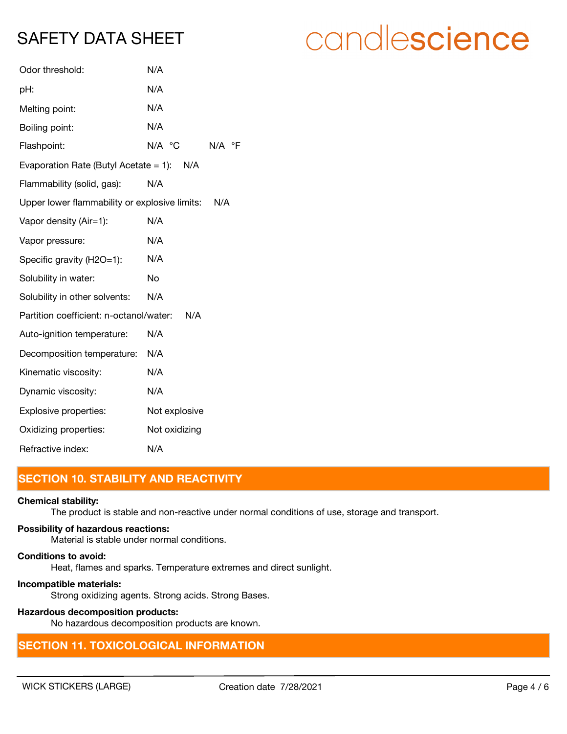Odor threshold: N/A

pH: N/A

Melting point: N/A

Boiling point: N/A

Flashpoint: N/A °C N/A °F

Evaporation Rate (Butyl Acetate = 1): N/A

Flammability (solid, gas): N/A

Upper lower flammability or explosive limits: N/A

Vapor density (Air=1): N/A

Vapor pressure: N/A

Specific gravity (H2O=1): N/A

Solubility in water: No

Solubility in other solvents: N/A

Partition coefficient: n-octanol/water: N/A

Auto-ignition temperature: N/A

Decomposition temperature: N/A

Kinematic viscosity: N/A

Dynamic viscosity: N/A

Explosive properties: Not explosive

Oxidizing properties: Not oxidizing

Refractive index: N/A

## SECTION 10. STABILITY AND REACTIVITY

**Chemical stability:**
The product is stable and non-reactive under normal conditions of use, storage and transport.

**Possibility of hazardous reactions:**
Material is stable under normal conditions.

**Conditions to avoid:**
Heat, flames and sparks. Temperature extremes and direct sunlight.

**Incompatible materials:**
Strong oxidizing agents. Strong acids. Strong Bases.

**Hazardous decomposition products:**
No hazardous decomposition products are known.

## SECTION 11. TOXICOLOGICAL INFORMATION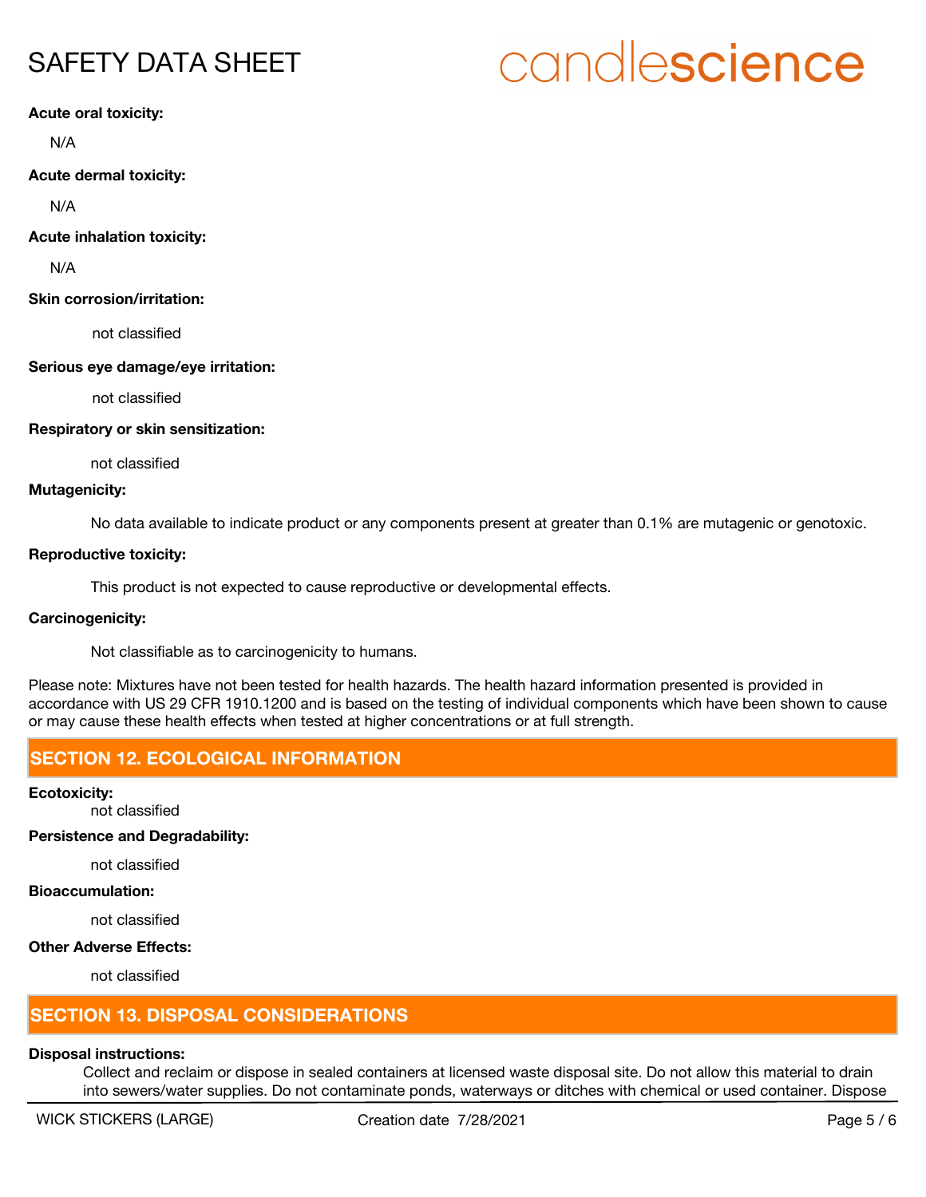**Acute oral toxicity:**

N/A

**Acute dermal toxicity:**

N/A

**Acute inhalation toxicity:**

N/A

**Skin corrosion/irritation:**

not classified

**Serious eye damage/eye irritation:**

not classified

**Respiratory or skin sensitization:**

not classified

**Mutagenicity:**

No data available to indicate product or any components present at greater than 0.1% are mutagenic or genotoxic.

**Reproductive toxicity:**

This product is not expected to cause reproductive or developmental effects.

**Carcinogenicity:**

Not classifiable as to carcinogenicity to humans.

Please note: Mixtures have not been tested for health hazards. The health hazard information presented is provided in accordance with US 29 CFR 1910.1200 and is based on the testing of individual components which have been shown to cause or may cause these health effects when tested at higher concentrations or at full strength.

## SECTION 12. ECOLOGICAL INFORMATION

**Ecotoxicity:**

not classified

**Persistence and Degradability:**

not classified

**Bioaccumulation:**

not classified

**Other Adverse Effects:**

not classified

## SECTION 13. DISPOSAL CONSIDERATIONS

**Disposal instructions:**

Collect and reclaim or dispose in sealed containers at licensed waste disposal site. Do not allow this material to drain into sewers/water supplies. Do not contaminate ponds, waterways or ditches with chemical or used container. Dispose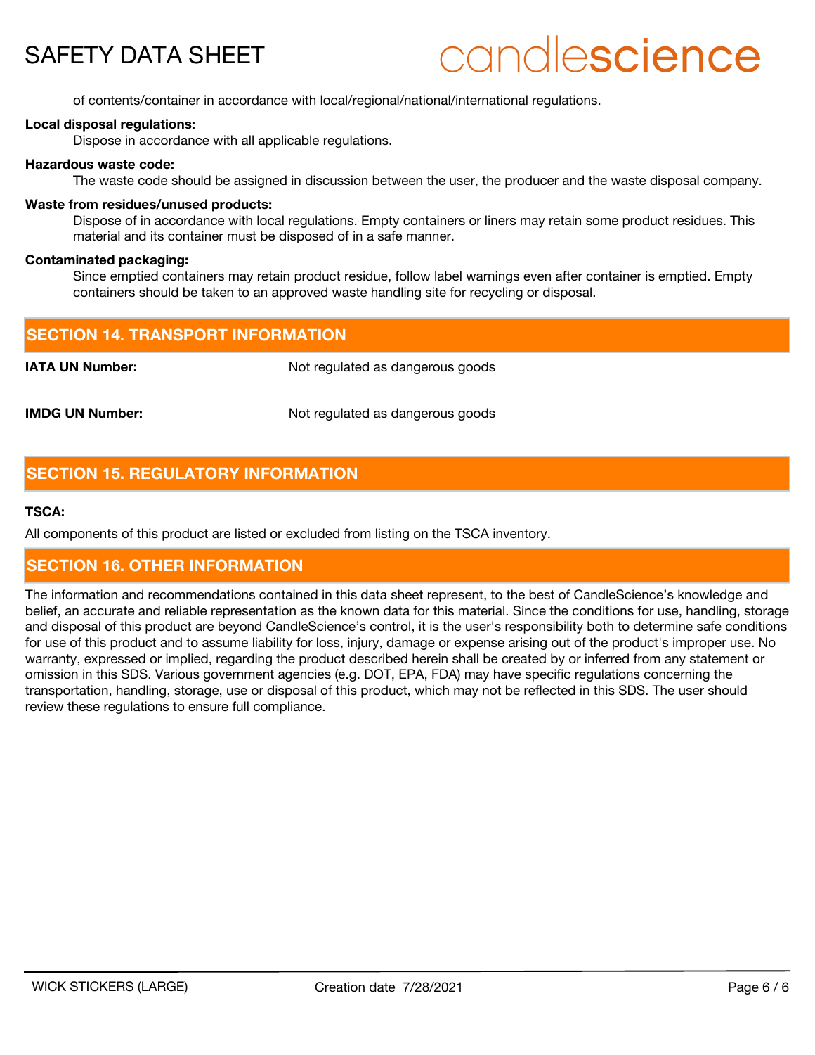of contents/container in accordance with local/regional/national/international regulations.

**Local disposal regulations:**

Dispose in accordance with all applicable regulations.

**Hazardous waste code:**

The waste code should be assigned in discussion between the user, the producer and the waste disposal company.

**Waste from residues/unused products:**

Dispose of in accordance with local regulations. Empty containers or liners may retain some product residues. This material and its container must be disposed of in a safe manner.

**Contaminated packaging:**

Since emptied containers may retain product residue, follow label warnings even after container is emptied. Empty containers should be taken to an approved waste handling site for recycling or disposal.

## SECTION 14. TRANSPORT INFORMATION

**IATA UN Number:** Not regulated as dangerous goods

**IMDG UN Number:** Not regulated as dangerous goods

## SECTION 15. REGULATORY INFORMATION

**TSCA:**

All components of this product are listed or excluded from listing on the TSCA inventory.

## SECTION 16. OTHER INFORMATION

The information and recommendations contained in this data sheet represent, to the best of CandleScience's knowledge and belief, an accurate and reliable representation as the known data for this material. Since the conditions for use, handling, storage and disposal of this product are beyond CandleScience's control, it is the user's responsibility both to determine safe conditions for use of this product and to assume liability for loss, injury, damage or expense arising out of the product's improper use. No warranty, expressed or implied, regarding the product described herein shall be created by or inferred from any statement or omission in this SDS. Various government agencies (e.g. DOT, EPA, FDA) may have specific regulations concerning the transportation, handling, storage, use or disposal of this product, which may not be reflected in this SDS. The user should review these regulations to ensure full compliance.